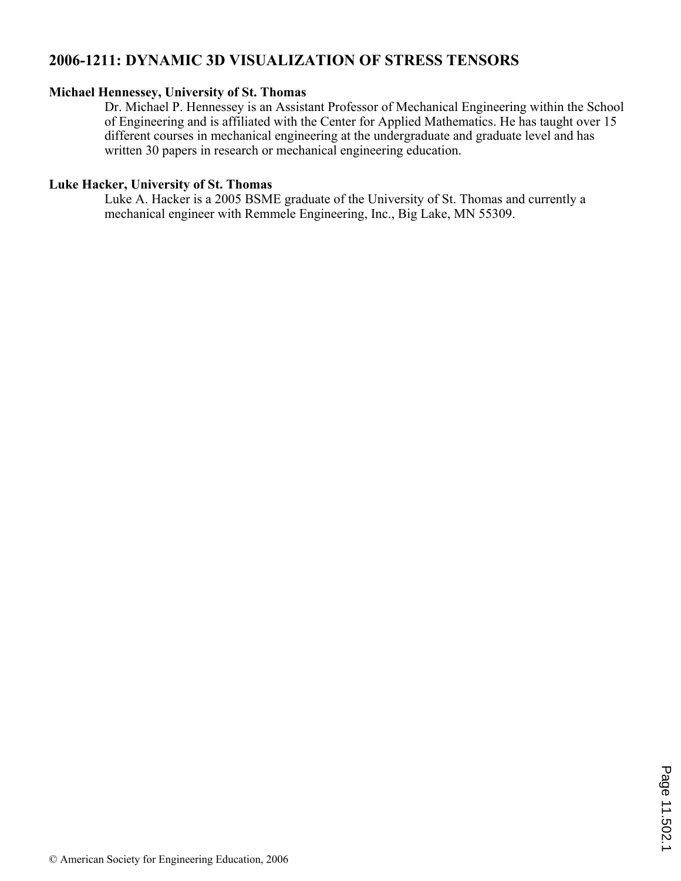# 2006-1211: DYNAMIC 3D VISUALIZATION OF STRESS TENSORS

**Michael Hennessey, University of St. Thomas**

Dr. Michael P. Hennessey is an Assistant Professor of Mechanical Engineering within the School of Engineering and is affiliated with the Center for Applied Mathematics. He has taught over 15 different courses in mechanical engineering at the undergraduate and graduate level and has written 30 papers in research or mechanical engineering education.

**Luke Hacker, University of St. Thomas**

Luke A. Hacker is a 2005 BSME graduate of the University of St. Thomas and currently a mechanical engineer with Remmele Engineering, Inc., Big Lake, MN 55309.

© American Society for Engineering Education, 2006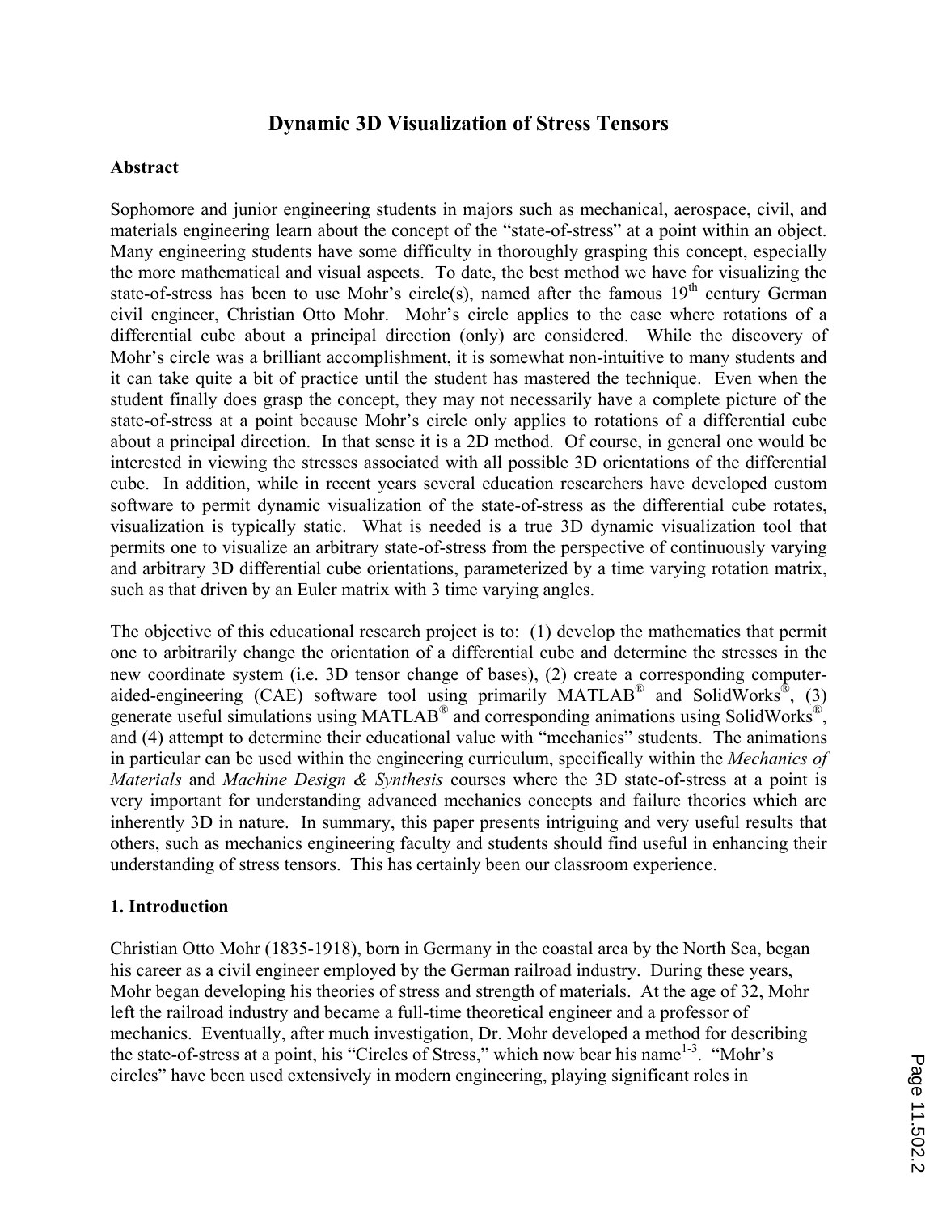# Dynamic 3D Visualization of Stress Tensors

## Abstract

Sophomore and junior engineering students in majors such as mechanical, aerospace, civil, and materials engineering learn about the concept of the "state-of-stress" at a point within an object. Many engineering students have some difficulty in thoroughly grasping this concept, especially the more mathematical and visual aspects. To date, the best method we have for visualizing the state-of-stress has been to use Mohr's circle(s), named after the famous $19^{th}$ century German civil engineer, Christian Otto Mohr. Mohr's circle applies to the case where rotations of a differential cube about a principal direction (only) are considered. While the discovery of Mohr's circle was a brilliant accomplishment, it is somewhat non-intuitive to many students and it can take quite a bit of practice until the student has mastered the technique. Even when the student finally does grasp the concept, they may not necessarily have a complete picture of the state-of-stress at a point because Mohr's circle only applies to rotations of a differential cube about a principal direction. In that sense it is a 2D method. Of course, in general one would be interested in viewing the stresses associated with all possible 3D orientations of the differential cube. In addition, while in recent years several education researchers have developed custom software to permit dynamic visualization of the state-of-stress as the differential cube rotates, visualization is typically static. What is needed is a true 3D dynamic visualization tool that permits one to visualize an arbitrary state-of-stress from the perspective of continuously varying and arbitrary 3D differential cube orientations, parameterized by a time varying rotation matrix, such as that driven by an Euler matrix with 3 time varying angles.

The objective of this educational research project is to: (1) develop the mathematics that permit one to arbitrarily change the orientation of a differential cube and determine the stresses in the new coordinate system (i.e. 3D tensor change of bases), (2) create a corresponding computer-aided-engineering (CAE) software tool using primarily MATLAB® and SolidWorks®, (3) generate useful simulations using MATLAB® and corresponding animations using SolidWorks®, and (4) attempt to determine their educational value with "mechanics" students. The animations in particular can be used within the engineering curriculum, specifically within the *Mechanics of Materials* and *Machine Design & Synthesis* courses where the 3D state-of-stress at a point is very important for understanding advanced mechanics concepts and failure theories which are inherently 3D in nature. In summary, this paper presents intriguing and very useful results that others, such as mechanics engineering faculty and students should find useful in enhancing their understanding of stress tensors. This has certainly been our classroom experience.

## 1. Introduction

Christian Otto Mohr (1835-1918), born in Germany in the coastal area by the North Sea, began his career as a civil engineer employed by the German railroad industry. During these years, Mohr began developing his theories of stress and strength of materials. At the age of 32, Mohr left the railroad industry and became a full-time theoretical engineer and a professor of mechanics. Eventually, after much investigation, Dr. Mohr developed a method for describing the state-of-stress at a point, his "Circles of Stress," which now bear his name[1-3]. "Mohr's circles" have been used extensively in modern engineering, playing significant roles in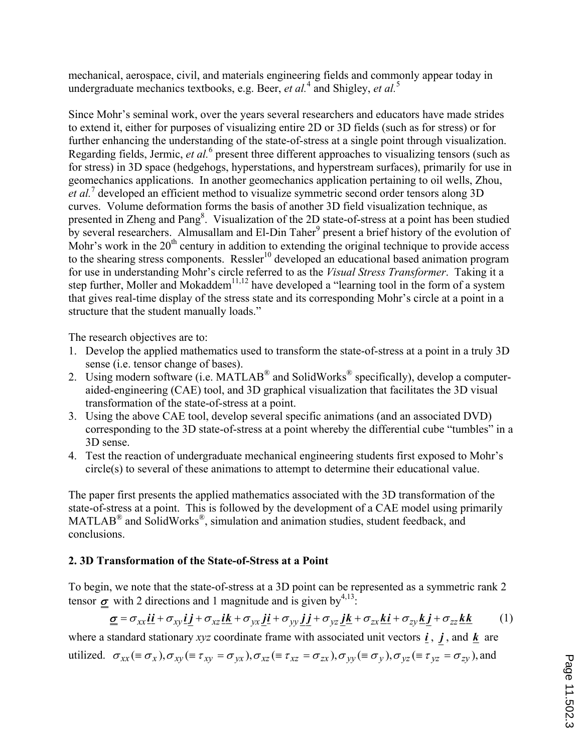mechanical, aerospace, civil, and materials engineering fields and commonly appear today in undergraduate mechanics textbooks, e.g. Beer, *et al.*[4] and Shigley, *et al.*[5]

Since Mohr's seminal work, over the years several researchers and educators have made strides to extend it, either for purposes of visualizing entire 2D or 3D fields (such as for stress) or for further enhancing the understanding of the state-of-stress at a single point through visualization. Regarding fields, Jermic, *et al.*[6] present three different approaches to visualizing tensors (such as for stress) in 3D space (hedgehogs, hyperstations, and hyperstream surfaces), primarily for use in geomechanics applications. In another geomechanics application pertaining to oil wells, Zhou, *et al.*[7] developed an efficient method to visualize symmetric second order tensors along 3D curves. Volume deformation forms the basis of another 3D field visualization technique, as presented in Zheng and Pang[8]. Visualization of the 2D state-of-stress at a point has been studied by several researchers. Almusallam and El-Din Taher[9] present a brief history of the evolution of Mohr's work in the 20th century in addition to extending the original technique to provide access to the shearing stress components. Ressler[10] developed an educational based animation program for use in understanding Mohr's circle referred to as the *Visual Stress Transformer*. Taking it a step further, Moller and Mokaddem[11,12] have developed a "learning tool in the form of a system that gives real-time display of the stress state and its corresponding Mohr's circle at a point in a structure that the student manually loads."

The research objectives are to:

1. Develop the applied mathematics used to transform the state-of-stress at a point in a truly 3D sense (i.e. tensor change of bases).
2. Using modern software (i.e. MATLAB® and SolidWorks® specifically), develop a computer-aided-engineering (CAE) tool, and 3D graphical visualization that facilitates the 3D visual transformation of the state-of-stress at a point.
3. Using the above CAE tool, develop several specific animations (and an associated DVD) corresponding to the 3D state-of-stress at a point whereby the differential cube "tumbles" in a 3D sense.
4. Test the reaction of undergraduate mechanical engineering students first exposed to Mohr's circle(s) to several of these animations to attempt to determine their educational value.

The paper first presents the applied mathematics associated with the 3D transformation of the state-of-stress at a point. This is followed by the development of a CAE model using primarily MATLAB® and SolidWorks®, simulation and animation studies, student feedback, and conclusions.

## 2. 3D Transformation of the State-of-Stress at a Point

To begin, we note that the state-of-stress at a 3D point can be represented as a symmetric rank 2 tensor $\underline{\underline{\boldsymbol{\sigma}}}$ with 2 directions and 1 magnitude and is given by[4,13]:

$$\underline{\underline{\boldsymbol{\sigma}}} = \sigma_{xx}\underline{\boldsymbol{i}}\underline{\boldsymbol{i}} + \sigma_{xy}\underline{\boldsymbol{i}}\underline{\boldsymbol{j}} + \sigma_{xz}\underline{\boldsymbol{i}}\underline{\boldsymbol{k}} + \sigma_{yx}\underline{\boldsymbol{j}}\underline{\boldsymbol{i}} + \sigma_{yy}\underline{\boldsymbol{j}}\underline{\boldsymbol{j}} + \sigma_{yz}\underline{\boldsymbol{j}}\underline{\boldsymbol{k}} + \sigma_{zx}\underline{\boldsymbol{k}}\underline{\boldsymbol{i}} + \sigma_{zy}\underline{\boldsymbol{k}}\underline{\boldsymbol{j}} + \sigma_{zz}\underline{\boldsymbol{k}}\underline{\boldsymbol{k}} \qquad (1)$$

where a standard stationary *xyz* coordinate frame with associated unit vectors $\underline{\boldsymbol{i}}$, $\underline{\boldsymbol{j}}$, and $\underline{\boldsymbol{k}}$ are utilized. $\sigma_{xx}(\equiv \sigma_x), \sigma_{xy}(\equiv \tau_{xy} = \sigma_{yx}), \sigma_{xz}(\equiv \tau_{xz} = \sigma_{zx}), \sigma_{yy}(\equiv \sigma_y), \sigma_{yz}(\equiv \tau_{yz} = \sigma_{zy})$, and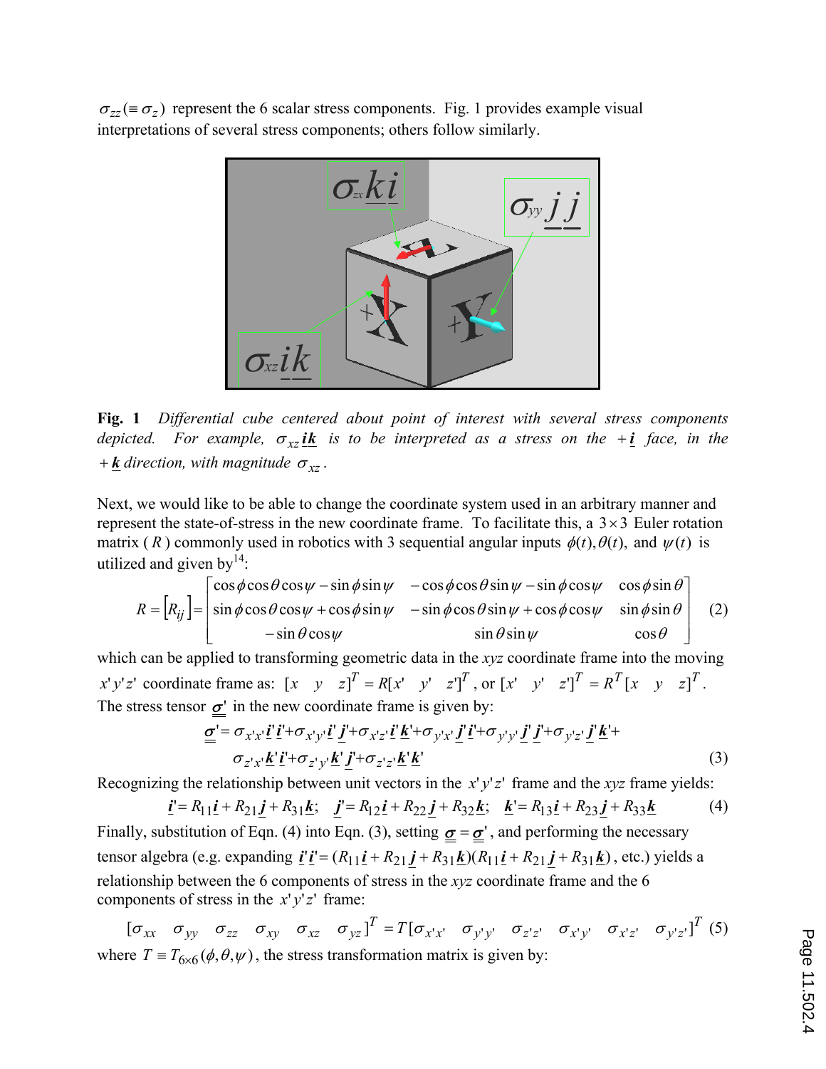$\sigma_{zz} (\equiv \sigma_z)$ represent the 6 scalar stress components. Fig. 1 provides example visual interpretations of several stress components; others follow similarly.

**Fig. 1** *Differential cube centered about point of interest with several stress components depicted. For example,* $\sigma_{xz} \underline{i}\underline{k}$ *is to be interpreted as a stress on the* $+\underline{i}$ *face, in the* $+\underline{k}$ *direction, with magnitude* $\sigma_{xz}$.

Next, we would like to be able to change the coordinate system used in an arbitrary manner and represent the state-of-stress in the new coordinate frame. To facilitate this, a $3 \times 3$ Euler rotation matrix ($R$) commonly used in robotics with 3 sequential angular inputs $\phi(t), \theta(t)$, and $\psi(t)$ is utilized and given by[14]:

$$R = \left[R_{ij}\right] = \begin{bmatrix} \cos\phi\cos\theta\cos\psi - \sin\phi\sin\psi & -\cos\phi\cos\theta\sin\psi - \sin\phi\cos\psi & \cos\phi\sin\theta \\ \sin\phi\cos\theta\cos\psi + \cos\phi\sin\psi & -\sin\phi\cos\theta\sin\psi + \cos\phi\cos\psi & \sin\phi\sin\theta \\ -\sin\theta\cos\psi & \sin\theta\sin\psi & \cos\theta \end{bmatrix} \quad (2)$$

which can be applied to transforming geometric data in the *xyz* coordinate frame into the moving $x'y'z'$ coordinate frame as: $[x \quad y \quad z]^T = R[x' \quad y' \quad z']^T$, or $[x' \quad y' \quad z']^T = R^T[x \quad y \quad z]^T$. The stress tensor $\underline{\underline{\sigma}}'$ in the new coordinate frame is given by:

$$\underline{\underline{\sigma}}' = \sigma_{x'x'}\underline{i}'\underline{i}' + \sigma_{x'y'}\underline{i}'\underline{j}' + \sigma_{x'z'}\underline{i}'\underline{k}' + \sigma_{y'x'}\underline{j}'\underline{i}' + \sigma_{y'y'}\underline{j}'\underline{j}' + \sigma_{y'z'}\underline{j}'\underline{k}' + \sigma_{z'x'}\underline{k}'\underline{i}' + \sigma_{z'y'}\underline{k}'\underline{j}' + \sigma_{z'z'}\underline{k}'\underline{k}' \quad (3)$$

Recognizing the relationship between unit vectors in the $x'y'z'$ frame and the *xyz* frame yields:

$$\underline{i}' = R_{11}\underline{i} + R_{21}\underline{j} + R_{31}\underline{k}; \quad \underline{j}' = R_{12}\underline{i} + R_{22}\underline{j} + R_{32}\underline{k}; \quad \underline{k}' = R_{13}\underline{i} + R_{23}\underline{j} + R_{33}\underline{k} \quad (4)$$

Finally, substitution of Eqn. (4) into Eqn. (3), setting $\underline{\underline{\sigma}} = \underline{\underline{\sigma}}'$, and performing the necessary tensor algebra (e.g. expanding $\underline{i}'\underline{i}' = (R_{11}\underline{i} + R_{21}\underline{j} + R_{31}\underline{k})(R_{11}\underline{i} + R_{21}\underline{j} + R_{31}\underline{k})$, etc.) yields a relationship between the 6 components of stress in the *xyz* coordinate frame and the 6 components of stress in the $x'y'z'$ frame:

$$[\sigma_{xx} \quad \sigma_{yy} \quad \sigma_{zz} \quad \sigma_{xy} \quad \sigma_{xz} \quad \sigma_{yz}]^T = T[\sigma_{x'x'} \quad \sigma_{y'y'} \quad \sigma_{z'z'} \quad \sigma_{x'y'} \quad \sigma_{x'z'} \quad \sigma_{y'z'}]^T \quad (5)$$

where $T \equiv T_{6\times6}(\phi, \theta, \psi)$, the stress transformation matrix is given by: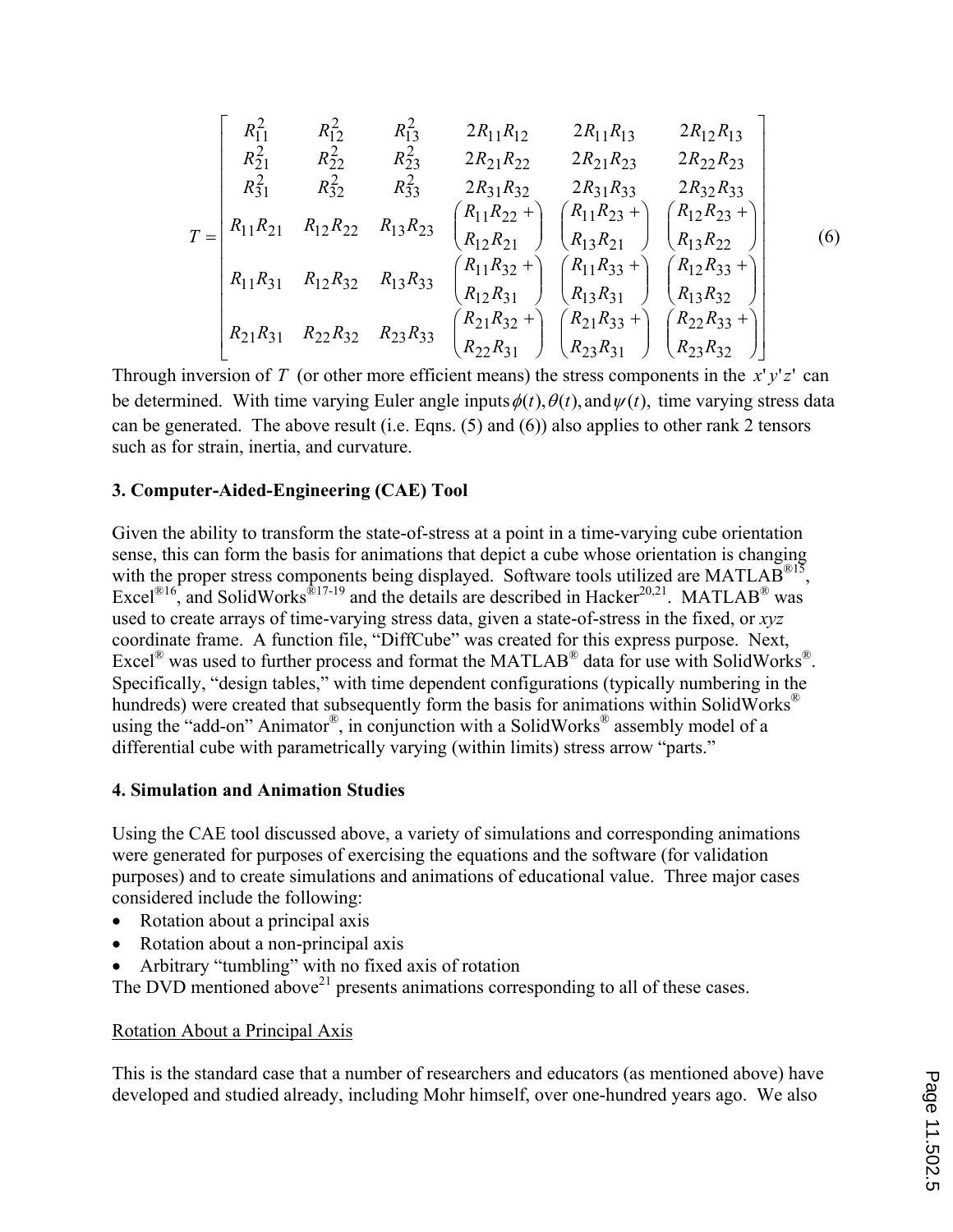$$
T = \begin{bmatrix}
R_{11}^2 & R_{12}^2 & R_{13}^2 & 2R_{11}R_{12} & 2R_{11}R_{13} & 2R_{12}R_{13} \\
R_{21}^2 & R_{22}^2 & R_{23}^2 & 2R_{21}R_{22} & 2R_{21}R_{23} & 2R_{22}R_{23} \\
R_{31}^2 & R_{32}^2 & R_{33}^2 & 2R_{31}R_{32} & 2R_{31}R_{33} & 2R_{32}R_{33} \\
R_{11}R_{21} & R_{12}R_{22} & R_{13}R_{23} & \begin{pmatrix} R_{11}R_{22} + \\ R_{12}R_{21} \end{pmatrix} & \begin{pmatrix} R_{11}R_{23} + \\ R_{13}R_{21} \end{pmatrix} & \begin{pmatrix} R_{12}R_{23} + \\ R_{13}R_{22} \end{pmatrix} \\
R_{11}R_{31} & R_{12}R_{32} & R_{13}R_{33} & \begin{pmatrix} R_{11}R_{32} + \\ R_{12}R_{31} \end{pmatrix} & \begin{pmatrix} R_{11}R_{33} + \\ R_{13}R_{31} \end{pmatrix} & \begin{pmatrix} R_{12}R_{33} + \\ R_{13}R_{32} \end{pmatrix} \\
R_{21}R_{31} & R_{22}R_{32} & R_{23}R_{33} & \begin{pmatrix} R_{21}R_{32} + \\ R_{22}R_{31} \end{pmatrix} & \begin{pmatrix} R_{21}R_{33} + \\ R_{23}R_{31} \end{pmatrix} & \begin{pmatrix} R_{22}R_{33} + \\ R_{23}R_{32} \end{pmatrix}
\end{bmatrix} \tag{6}
$$

Through inversion of $T$ (or other more efficient means) the stress components in the $x'y'z'$ can be determined. With time varying Euler angle inputs $\phi(t), \theta(t), \text{and}\, \psi(t)$, time varying stress data can be generated. The above result (i.e. Eqns. (5) and (6)) also applies to other rank 2 tensors such as for strain, inertia, and curvature.

## 3. Computer-Aided-Engineering (CAE) Tool

Given the ability to transform the state-of-stress at a point in a time-varying cube orientation sense, this can form the basis for animations that depict a cube whose orientation is changing with the proper stress components being displayed. Software tools utilized are MATLAB®[15], Excel®[16], and SolidWorks®[17-19] and the details are described in Hacker[20,21]. MATLAB® was used to create arrays of time-varying stress data, given a state-of-stress in the fixed, or *xyz* coordinate frame. A function file, "DiffCube" was created for this express purpose. Next, Excel® was used to further process and format the MATLAB® data for use with SolidWorks®. Specifically, "design tables," with time dependent configurations (typically numbering in the hundreds) were created that subsequently form the basis for animations within SolidWorks® using the "add-on" Animator®, in conjunction with a SolidWorks® assembly model of a differential cube with parametrically varying (within limits) stress arrow "parts."

## 4. Simulation and Animation Studies

Using the CAE tool discussed above, a variety of simulations and corresponding animations were generated for purposes of exercising the equations and the software (for validation purposes) and to create simulations and animations of educational value. Three major cases considered include the following:

- Rotation about a principal axis
- Rotation about a non-principal axis
- Arbitrary "tumbling" with no fixed axis of rotation

The DVD mentioned above[21] presents animations corresponding to all of these cases.

Rotation About a Principal Axis

This is the standard case that a number of researchers and educators (as mentioned above) have developed and studied already, including Mohr himself, over one-hundred years ago. We also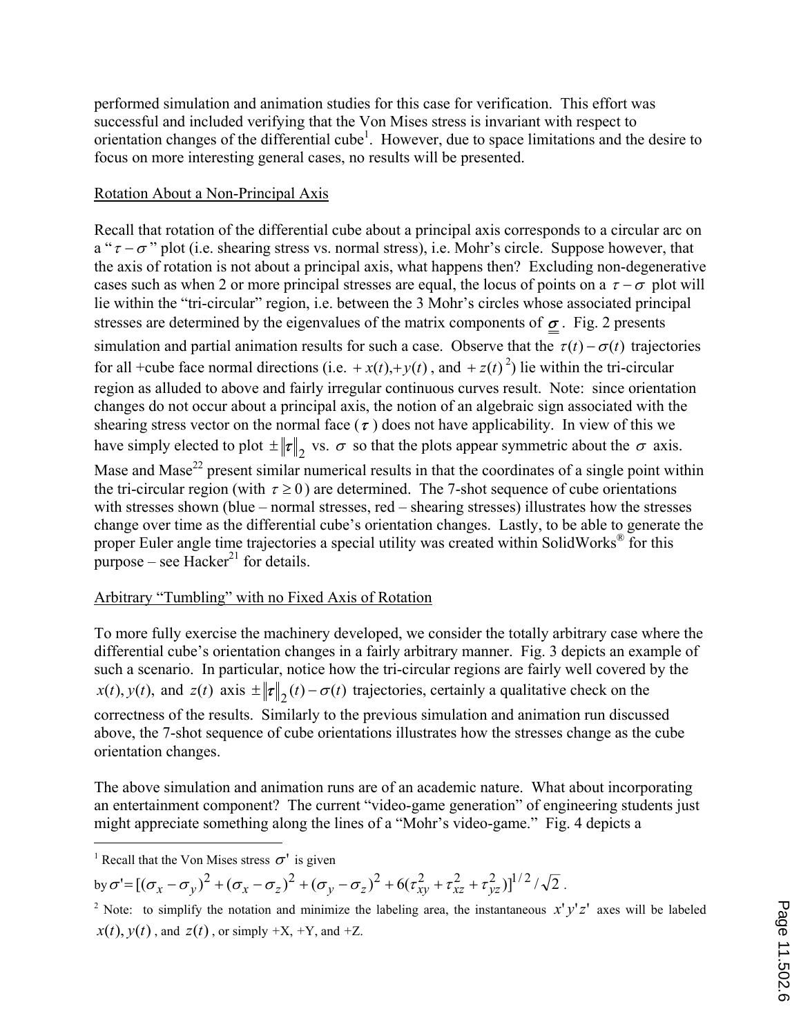performed simulation and animation studies for this case for verification. This effort was successful and included verifying that the Von Mises stress is invariant with respect to orientation changes of the differential cube[1]. However, due to space limitations and the desire to focus on more interesting general cases, no results will be presented.

Rotation About a Non-Principal Axis

Recall that rotation of the differential cube about a principal axis corresponds to a circular arc on a "$\tau - \sigma$" plot (i.e. shearing stress vs. normal stress), i.e. Mohr's circle. Suppose however, that the axis of rotation is not about a principal axis, what happens then? Excluding non-degenerative cases such as when 2 or more principal stresses are equal, the locus of points on a $\tau - \sigma$ plot will lie within the "tri-circular" region, i.e. between the 3 Mohr's circles whose associated principal stresses are determined by the eigenvalues of the matrix components of $\underline{\underline{\sigma}}$. Fig. 2 presents simulation and partial animation results for such a case. Observe that the $\tau(t) - \sigma(t)$ trajectories for all +cube face normal directions (i.e. $+x(t), +y(t)$, and $+z(t)$ [2]) lie within the tri-circular region as alluded to above and fairly irregular continuous curves result. Note: since orientation changes do not occur about a principal axis, the notion of an algebraic sign associated with the shearing stress vector on the normal face ($\tau$) does not have applicability. In view of this we have simply elected to plot $\pm\|\tau\|_2$ vs. $\sigma$ so that the plots appear symmetric about the $\sigma$ axis. Mase and Mase[22] present similar numerical results in that the coordinates of a single point within the tri-circular region (with $\tau \geq 0$) are determined. The 7-shot sequence of cube orientations with stresses shown (blue – normal stresses, red – shearing stresses) illustrates how the stresses change over time as the differential cube's orientation changes. Lastly, to be able to generate the proper Euler angle time trajectories a special utility was created within SolidWorks® for this purpose – see Hacker[21] for details.

Arbitrary "Tumbling" with no Fixed Axis of Rotation

To more fully exercise the machinery developed, we consider the totally arbitrary case where the differential cube's orientation changes in a fairly arbitrary manner. Fig. 3 depicts an example of such a scenario. In particular, notice how the tri-circular regions are fairly well covered by the $x(t), y(t),$ and $z(t)$ axis $\pm\|\tau\|_2(t) - \sigma(t)$ trajectories, certainly a qualitative check on the correctness of the results. Similarly to the previous simulation and animation run discussed above, the 7-shot sequence of cube orientations illustrates how the stresses change as the cube orientation changes.

The above simulation and animation runs are of an academic nature. What about incorporating an entertainment component? The current "video-game generation" of engineering students just might appreciate something along the lines of a "Mohr's video-game." Fig. 4 depicts a

---

[1] Recall that the Von Mises stress $\sigma'$ is given by $\sigma' = [(\sigma_x - \sigma_y)^2 + (\sigma_x - \sigma_z)^2 + (\sigma_y - \sigma_z)^2 + 6(\tau_{xy}^2 + \tau_{xz}^2 + \tau_{yz}^2)]^{1/2}/\sqrt{2}$.

[2] Note: to simplify the notation and minimize the labeling area, the instantaneous $x'y'z'$ axes will be labeled $x(t), y(t)$, and $z(t)$, or simply +X, +Y, and +Z.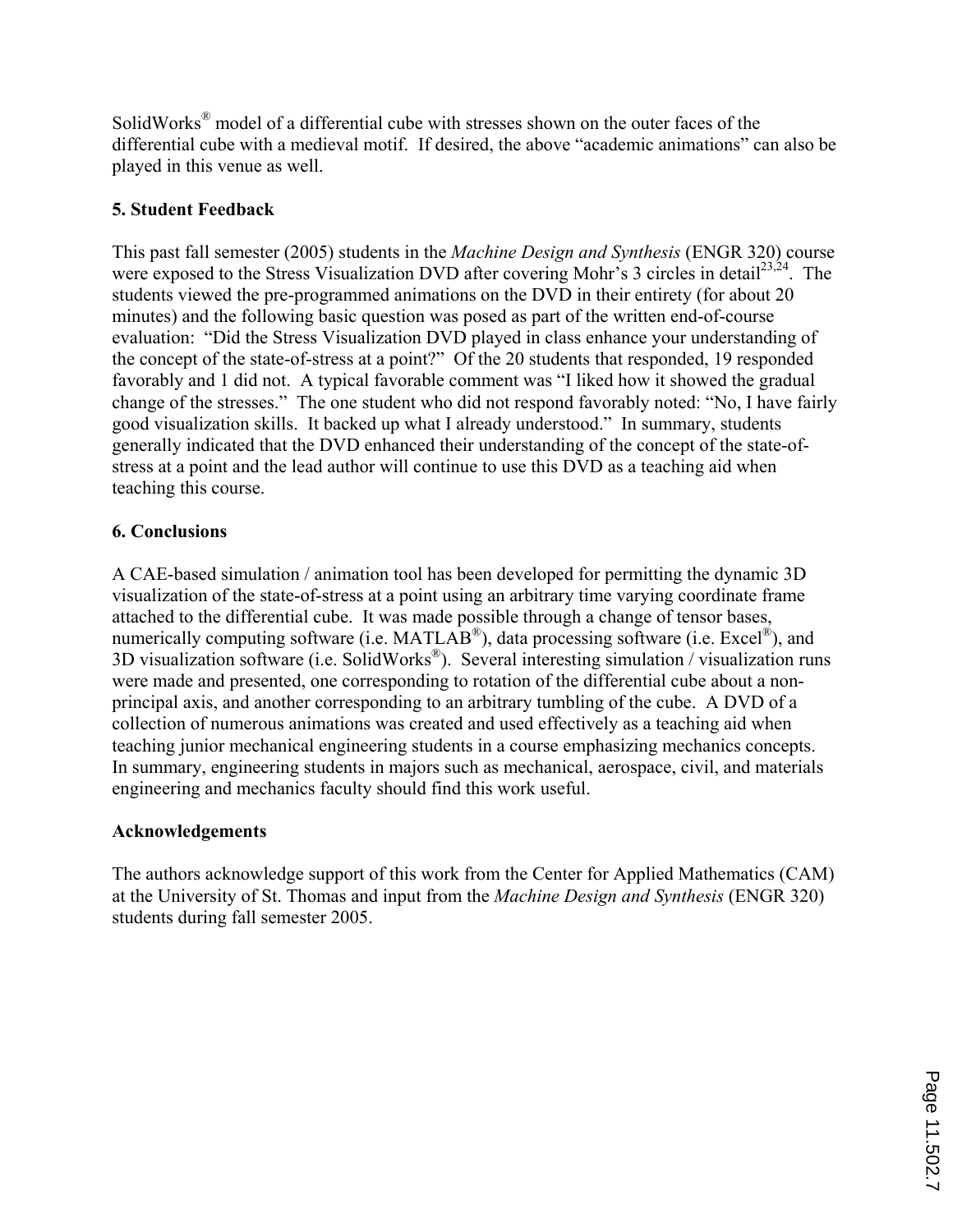SolidWorks® model of a differential cube with stresses shown on the outer faces of the differential cube with a medieval motif. If desired, the above "academic animations" can also be played in this venue as well.

## 5. Student Feedback

This past fall semester (2005) students in the *Machine Design and Synthesis* (ENGR 320) course were exposed to the Stress Visualization DVD after covering Mohr's 3 circles in detail[23,24]. The students viewed the pre-programmed animations on the DVD in their entirety (for about 20 minutes) and the following basic question was posed as part of the written end-of-course evaluation: "Did the Stress Visualization DVD played in class enhance your understanding of the concept of the state-of-stress at a point?" Of the 20 students that responded, 19 responded favorably and 1 did not. A typical favorable comment was "I liked how it showed the gradual change of the stresses." The one student who did not respond favorably noted: "No, I have fairly good visualization skills. It backed up what I already understood." In summary, students generally indicated that the DVD enhanced their understanding of the concept of the state-of-stress at a point and the lead author will continue to use this DVD as a teaching aid when teaching this course.

## 6. Conclusions

A CAE-based simulation / animation tool has been developed for permitting the dynamic 3D visualization of the state-of-stress at a point using an arbitrary time varying coordinate frame attached to the differential cube. It was made possible through a change of tensor bases, numerically computing software (i.e. MATLAB®), data processing software (i.e. Excel®), and 3D visualization software (i.e. SolidWorks®). Several interesting simulation / visualization runs were made and presented, one corresponding to rotation of the differential cube about a non-principal axis, and another corresponding to an arbitrary tumbling of the cube. A DVD of a collection of numerous animations was created and used effectively as a teaching aid when teaching junior mechanical engineering students in a course emphasizing mechanics concepts. In summary, engineering students in majors such as mechanical, aerospace, civil, and materials engineering and mechanics faculty should find this work useful.

## Acknowledgements

The authors acknowledge support of this work from the Center for Applied Mathematics (CAM) at the University of St. Thomas and input from the *Machine Design and Synthesis* (ENGR 320) students during fall semester 2005.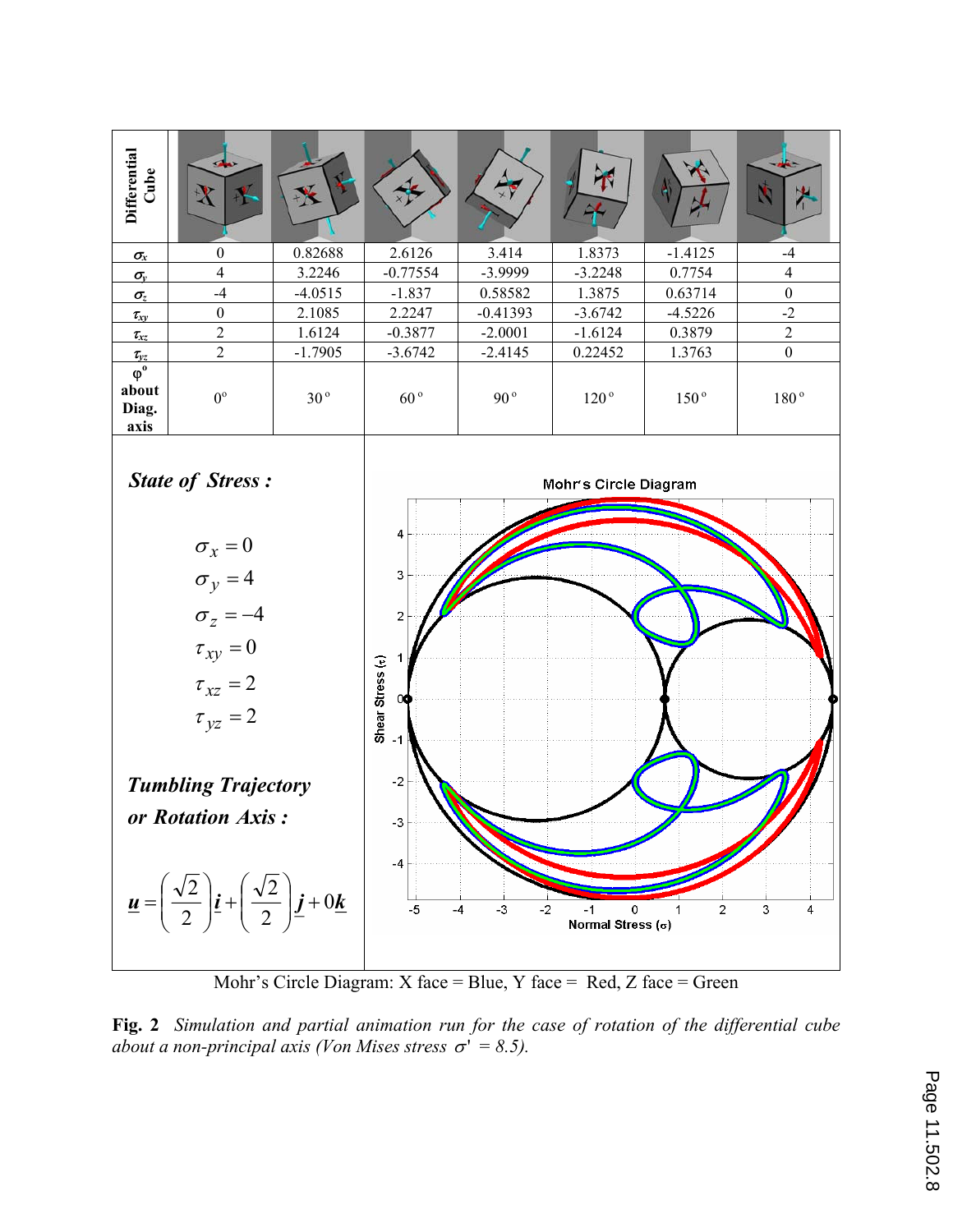| Differential Cube | | | | | | | |
|---|---|---|---|---|---|---|---|
| $\sigma_x$ | 0 | 0.82688 | 2.6126 | 3.414 | 1.8373 | -1.4125 | -4 |
| $\sigma_y$ | 4 | 3.2246 | -0.77554 | -3.9999 | -3.2248 | 0.7754 | 4 |
| $\sigma_z$ | -4 | -4.0515 | -1.837 | 0.58582 | 1.3875 | 0.63714 | 0 |
| $\tau_{xy}$ | 0 | 2.1085 | 2.2247 | -0.41393 | -3.6742 | -4.5226 | -2 |
| $\tau_{xz}$ | 2 | 1.6124 | -0.3877 | -2.0001 | -1.6124 | 0.3879 | 2 |
| $\tau_{yz}$ | 2 | -1.7905 | -3.6742 | -2.4145 | 0.22452 | 1.3763 | 0 |
| $\varphi^o$ about Diag. axis | $0^o$ | $30^o$ | $60^o$ | $90^o$ | $120^o$ | $150^o$ | $180^o$ |

***State of Stress :***

$$\sigma_x = 0$$
$$\sigma_y = 4$$
$$\sigma_z = -4$$
$$\tau_{xy} = 0$$
$$\tau_{xz} = 2$$
$$\tau_{yz} = 2$$

***Tumbling Trajectory or Rotation Axis :***

$$\underline{\boldsymbol{u}} = \left(\frac{\sqrt{2}}{2}\right)\underline{\boldsymbol{i}} + \left(\frac{\sqrt{2}}{2}\right)\underline{\boldsymbol{j}} + 0\underline{\boldsymbol{k}}$$

Mohr's Circle Diagram: X face = Blue, Y face = Red, Z face = Green

**Fig. 2** *Simulation and partial animation run for the case of rotation of the differential cube about a non-principal axis (Von Mises stress $\sigma' = 8.5$).*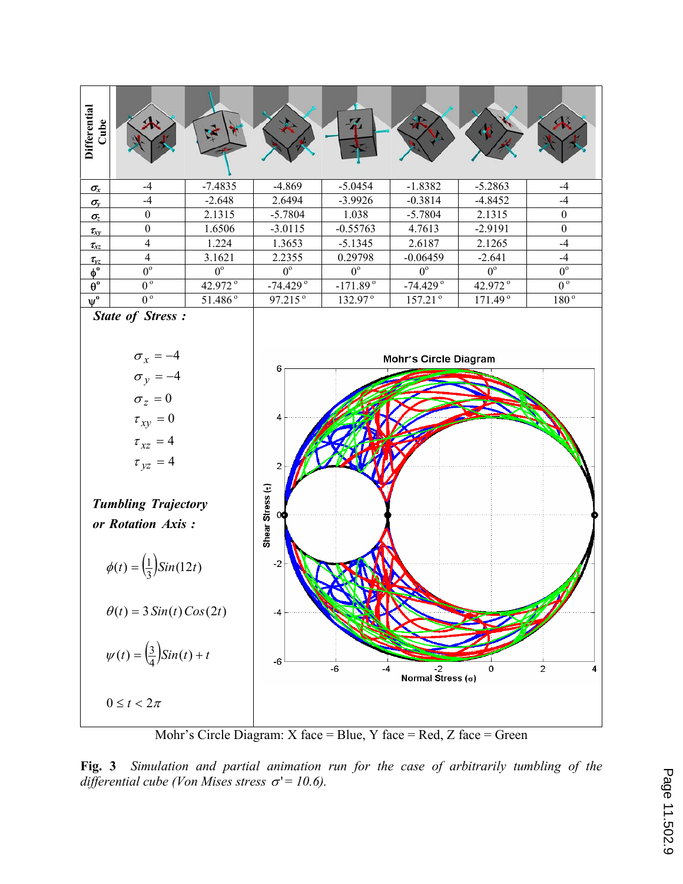| Differential Cube | | | | | | | |
|---|---|---|---|---|---|---|---|
| $\sigma_x$ | -4 | -7.4835 | -4.869 | -5.0454 | -1.8382 | -5.2863 | -4 |
| $\sigma_y$ | -4 | -2.648 | 2.6494 | -3.9926 | -0.3814 | -4.8452 | -4 |
| $\sigma_z$ | 0 | 2.1315 | -5.7804 | 1.038 | -5.7804 | 2.1315 | 0 |
| $\tau_{xy}$ | 0 | 1.6506 | -3.0115 | -0.55763 | 4.7613 | -2.9191 | 0 |
| $\tau_{xz}$ | 4 | 1.224 | 1.3653 | -5.1345 | 2.6187 | 2.1265 | -4 |
| $\tau_{yz}$ | 4 | 3.1621 | 2.2355 | 0.29798 | -0.06459 | -2.641 | -4 |
| $\phi^o$ | $0^o$ | $0^o$ | $0^o$ | $0^o$ | $0^o$ | $0^o$ | $0^o$ |
| $\theta^o$ | $0^o$ | $42.972^o$ | $-74.429^o$ | $-171.89^o$ | $-74.429^o$ | $42.972^o$ | $0^o$ |
| $\psi^o$ | $0^o$ | $51.486^o$ | $97.215^o$ | $132.97^o$ | $157.21^o$ | $171.49^o$ | $180^o$ |

***State of Stress :***

$$\sigma_x = -4$$
$$\sigma_y = -4$$
$$\sigma_z = 0$$
$$\tau_{xy} = 0$$
$$\tau_{xz} = 4$$
$$\tau_{yz} = 4$$

***Tumbling Trajectory or Rotation Axis :***

$$\phi(t) = \left(\tfrac{1}{3}\right)Sin(12t)$$

$$\theta(t) = 3\,Sin(t)\,Cos(2t)$$

$$\psi(t) = \left(\tfrac{3}{4}\right)Sin(t) + t$$

$$0 \le t < 2\pi$$

Mohr's Circle Diagram: X face = Blue, Y face = Red, Z face = Green

**Fig. 3** *Simulation and partial animation run for the case of arbitrarily tumbling of the differential cube (Von Mises stress $\sigma' = 10.6$).*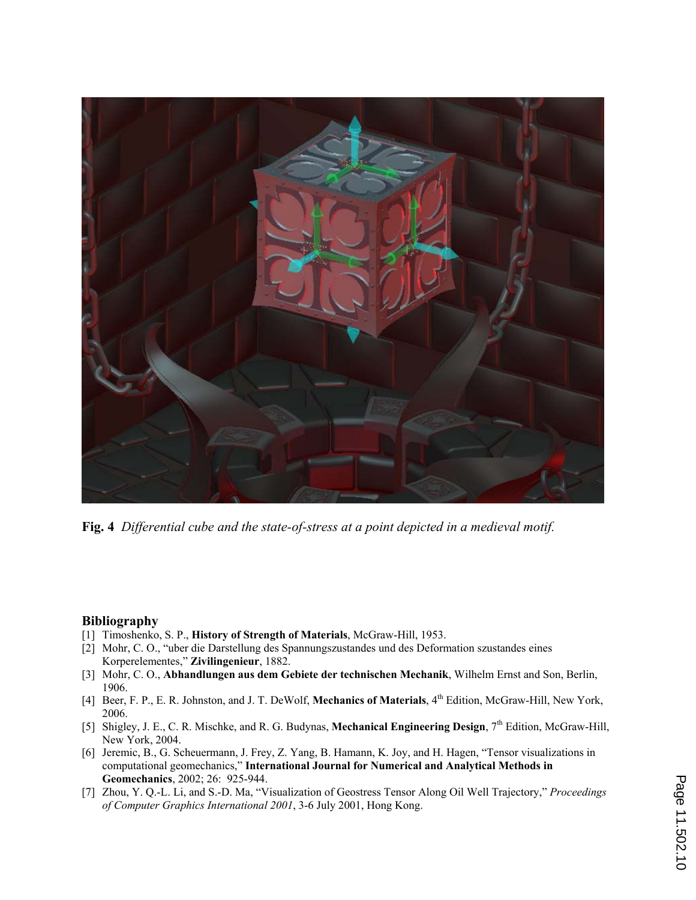**Fig. 4** *Differential cube and the state-of-stress at a point depicted in a medieval motif.*

## Bibliography

[1] Timoshenko, S. P., **History of Strength of Materials**, McGraw-Hill, 1953.

[2] Mohr, C. O., "uber die Darstellung des Spannungszustandes und des Deformation szustandes eines Korperelementes," **Zivilingenieur**, 1882.

[3] Mohr, C. O., **Abhandlungen aus dem Gebiete der technischen Mechanik**, Wilhelm Ernst and Son, Berlin, 1906.

[4] Beer, F. P., E. R. Johnston, and J. T. DeWolf, **Mechanics of Materials**, 4th Edition, McGraw-Hill, New York, 2006.

[5] Shigley, J. E., C. R. Mischke, and R. G. Budynas, **Mechanical Engineering Design**, 7th Edition, McGraw-Hill, New York, 2004.

[6] Jeremic, B., G. Scheuermann, J. Frey, Z. Yang, B. Hamann, K. Joy, and H. Hagen, "Tensor visualizations in computational geomechanics," **International Journal for Numerical and Analytical Methods in Geomechanics**, 2002; 26: 925-944.

[7] Zhou, Y. Q.-L. Li, and S.-D. Ma, "Visualization of Geostress Tensor Along Oil Well Trajectory," *Proceedings of Computer Graphics International 2001*, 3-6 July 2001, Hong Kong.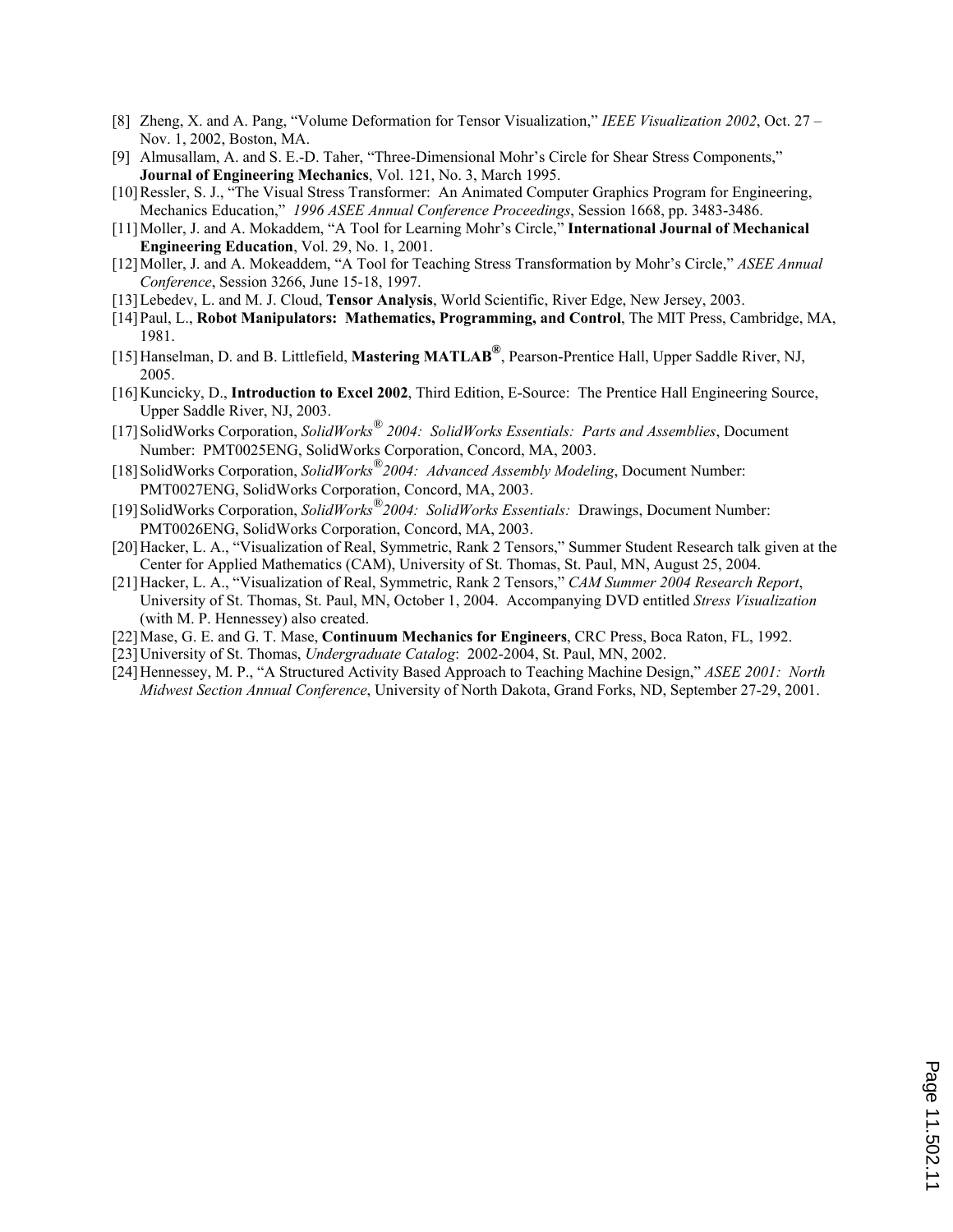[8] Zheng, X. and A. Pang, "Volume Deformation for Tensor Visualization," *IEEE Visualization 2002*, Oct. 27 – Nov. 1, 2002, Boston, MA.

[9] Almusallam, A. and S. E.-D. Taher, "Three-Dimensional Mohr's Circle for Shear Stress Components," **Journal of Engineering Mechanics**, Vol. 121, No. 3, March 1995.

[10] Ressler, S. J., "The Visual Stress Transformer: An Animated Computer Graphics Program for Engineering, Mechanics Education," *1996 ASEE Annual Conference Proceedings*, Session 1668, pp. 3483-3486.

[11] Moller, J. and A. Mokaddem, "A Tool for Learning Mohr's Circle," **International Journal of Mechanical Engineering Education**, Vol. 29, No. 1, 2001.

[12] Moller, J. and A. Mokeaddem, "A Tool for Teaching Stress Transformation by Mohr's Circle," *ASEE Annual Conference*, Session 3266, June 15-18, 1997.

[13] Lebedev, L. and M. J. Cloud, **Tensor Analysis**, World Scientific, River Edge, New Jersey, 2003.

[14] Paul, L., **Robot Manipulators: Mathematics, Programming, and Control**, The MIT Press, Cambridge, MA, 1981.

[15] Hanselman, D. and B. Littlefield, **Mastering MATLAB®**, Pearson-Prentice Hall, Upper Saddle River, NJ, 2005.

[16] Kuncicky, D., **Introduction to Excel 2002**, Third Edition, E-Source: The Prentice Hall Engineering Source, Upper Saddle River, NJ, 2003.

[17] SolidWorks Corporation, *SolidWorks® 2004: SolidWorks Essentials: Parts and Assemblies*, Document Number: PMT0025ENG, SolidWorks Corporation, Concord, MA, 2003.

[18] SolidWorks Corporation, *SolidWorks® 2004: Advanced Assembly Modeling*, Document Number: PMT0027ENG, SolidWorks Corporation, Concord, MA, 2003.

[19] SolidWorks Corporation, *SolidWorks® 2004: SolidWorks Essentials:* Drawings, Document Number: PMT0026ENG, SolidWorks Corporation, Concord, MA, 2003.

[20] Hacker, L. A., "Visualization of Real, Symmetric, Rank 2 Tensors," Summer Student Research talk given at the Center for Applied Mathematics (CAM), University of St. Thomas, St. Paul, MN, August 25, 2004.

[21] Hacker, L. A., "Visualization of Real, Symmetric, Rank 2 Tensors," *CAM Summer 2004 Research Report*, University of St. Thomas, St. Paul, MN, October 1, 2004. Accompanying DVD entitled *Stress Visualization* (with M. P. Hennessey) also created.

[22] Mase, G. E. and G. T. Mase, **Continuum Mechanics for Engineers**, CRC Press, Boca Raton, FL, 1992.

[23] University of St. Thomas, *Undergraduate Catalog*: 2002-2004, St. Paul, MN, 2002.

[24] Hennessey, M. P., "A Structured Activity Based Approach to Teaching Machine Design," *ASEE 2001: North Midwest Section Annual Conference*, University of North Dakota, Grand Forks, ND, September 27-29, 2001.